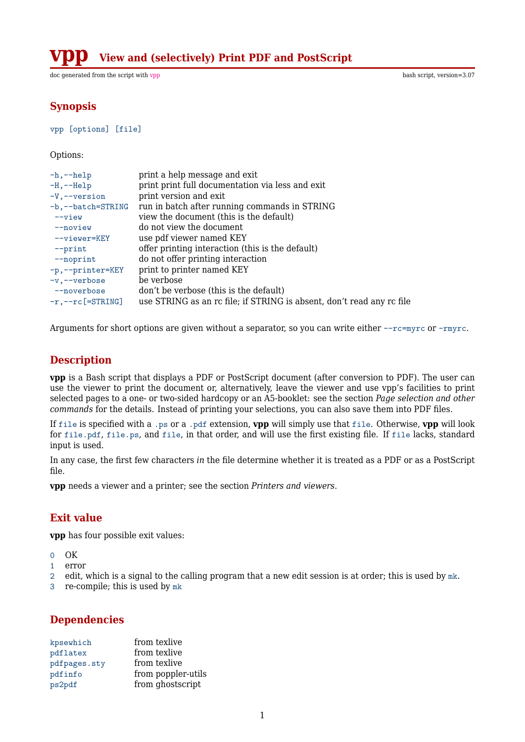# vpp View and (selectively) Print PDF and PostScript

doc generated from the script with vpp — bash script, version=3.07

## Synopsis

`vpp [options] [file]`

Options:

| | |
|---|---|
| `-h,--help` | print a help message and exit |
| `-H,--Help` | print print full documentation via less and exit |
| `-V,--version` | print version and exit |
| `-b,--batch=STRING` | run in batch after running commands in STRING |
| `--view` | view the document (this is the default) |
| `--noview` | do not view the document |
| `--viewer=KEY` | use pdf viewer named KEY |
| `--print` | offer printing interaction (this is the default) |
| `--noprint` | do not offer printing interaction |
| `-p,--printer=KEY` | print to printer named KEY |
| `-v,--verbose` | be verbose |
| `--noverbose` | don't be verbose (this is the default) |
| `-r,--rc[=STRING]` | use STRING as an rc file; if STRING is absent, don't read any rc file |

Arguments for short options are given without a separator, so you can write either `--rc=myrc` or `-rmyrc`.

## Description

**vpp** is a Bash script that displays a PDF or PostScript document (after conversion to PDF). The user can use the viewer to print the document or, alternatively, leave the viewer and use vpp's facilities to print selected pages to a one- or two-sided hardcopy or an A5-booklet: see the section *Page selection and other commands* for the details. Instead of printing your selections, you can also save them into PDF files.

If `file` is specified with a `.ps` or a `.pdf` extension, **vpp** will simply use that `file`. Otherwise, **vpp** will look for `file.pdf`, `file.ps`, and `file`, in that order, and will use the first existing file. If `file` lacks, standard input is used.

In any case, the first few characters *in* the file determine whether it is treated as a PDF or as a PostScript file.

**vpp** needs a viewer and a printer; see the section *Printers and viewers*.

## Exit value

**vpp** has four possible exit values:

0 OK
1 error
2 edit, which is a signal to the calling program that a new edit session is at order; this is used by `mk`.
3 re-compile; this is used by `mk`

## Dependencies

| | |
|---|---|
| `kpsewhich` | from texlive |
| `pdflatex` | from texlive |
| `pdfpages.sty` | from texlive |
| `pdfinfo` | from poppler-utils |
| `ps2pdf` | from ghostscript |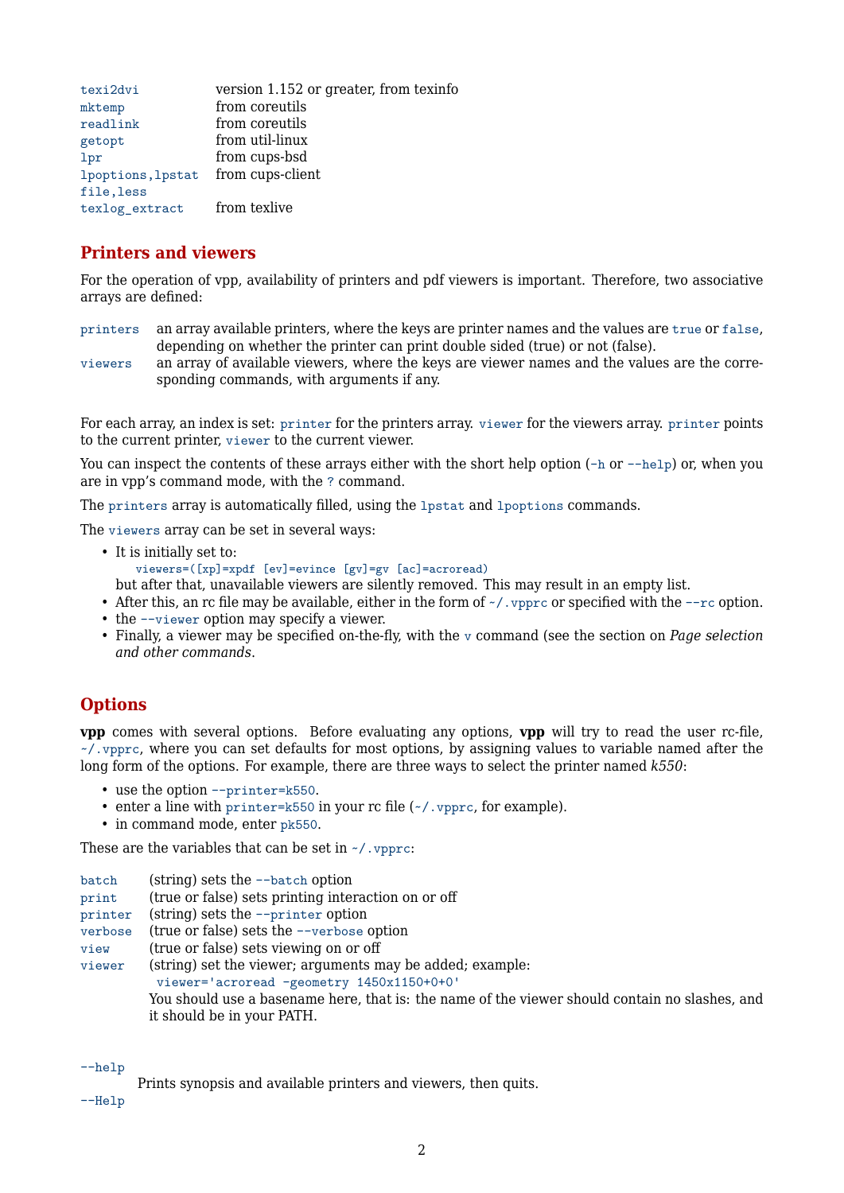| | |
|---|---|
| `texi2dvi` | version 1.152 or greater, from texinfo |
| `mktemp` | from coreutils |
| `readlink` | from coreutils |
| `getopt` | from util-linux |
| `lpr` | from cups-bsd |
| `lpoptions,lpstat` | from cups-client |
| `file,less` | |
| `texlog_extract` | from texlive |

## Printers and viewers

For the operation of vpp, availability of printers and pdf viewers is important. Therefore, two associative arrays are defined:

`printers`
: an array available printers, where the keys are printer names and the values are `true` or `false`, depending on whether the printer can print double sided (true) or not (false).

`viewers`
: an array of available viewers, where the keys are viewer names and the values are the corresponding commands, with arguments if any.

For each array, an index is set: `printer` for the printers array. `viewer` for the viewers array. `printer` points to the current printer, `viewer` to the current viewer.

You can inspect the contents of these arrays either with the short help option (`-h` or `--help`) or, when you are in vpp's command mode, with the `?` command.

The `printers` array is automatically filled, using the `lpstat` and `lpoptions` commands.

The `viewers` array can be set in several ways:

- It is initially set to:
  ```
  viewers=([xp]=xpdf [ev]=evince [gv]=gv [ac]=acroread)
  ```
  but after that, unavailable viewers are silently removed. This may result in an empty list.
- After this, an rc file may be available, either in the form of `~/.vpprc` or specified with the `--rc` option.
- the `--viewer` option may specify a viewer.
- Finally, a viewer may be specified on-the-fly, with the `v` command (see the section on *Page selection and other commands*.

## Options

**vpp** comes with several options. Before evaluating any options, **vpp** will try to read the user rc-file, `~/.vpprc`, where you can set defaults for most options, by assigning values to variable named after the long form of the options. For example, there are three ways to select the printer named *k550*:

- use the option `--printer=k550`.
- enter a line with `printer=k550` in your rc file (`~/.vpprc`, for example).
- in command mode, enter `pk550`.

These are the variables that can be set in `~/.vpprc`:

`batch`
: (string) sets the `--batch` option

`print`
: (true or false) sets printing interaction on or off

`printer`
: (string) sets the `--printer` option

`verbose`
: (true or false) sets the `--verbose` option

`view`
: (true or false) sets viewing on or off

`viewer`
: (string) set the viewer; arguments may be added; example:
  ```
  viewer='acroread -geometry 1450x1150+0+0'
  ```
  You should use a basename here, that is: the name of the viewer should contain no slashes, and it should be in your PATH.

`--help`
: Prints synopsis and available printers and viewers, then quits.

`--Help`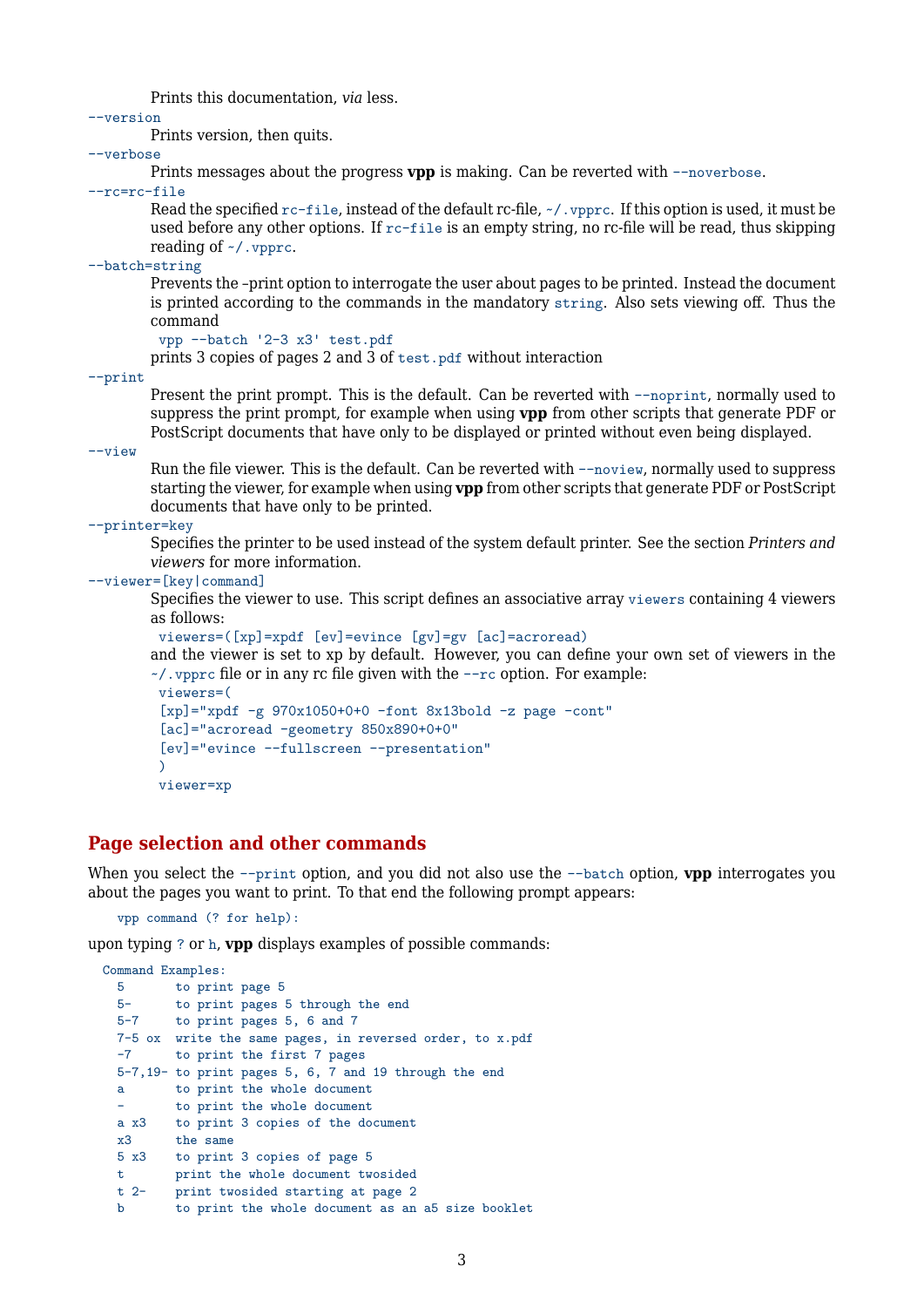Prints this documentation, *via* less.

`--version`
: Prints version, then quits.

`--verbose`
: Prints messages about the progress **vpp** is making. Can be reverted with `--noverbose`.

`--rc=rc-file`
: Read the specified `rc-file`, instead of the default rc-file, `~/.vpprc`. If this option is used, it must be used before any other options. If `rc-file` is an empty string, no rc-file will be read, thus skipping reading of `~/.vpprc`.

`--batch=string`
: Prevents the –print option to interrogate the user about pages to be printed. Instead the document is printed according to the commands in the mandatory `string`. Also sets viewing off. Thus the command

```
vpp --batch '2-3 x3' test.pdf
```

prints 3 copies of pages 2 and 3 of `test.pdf` without interaction

`--print`
: Present the print prompt. This is the default. Can be reverted with `--noprint`, normally used to suppress the print prompt, for example when using **vpp** from other scripts that generate PDF or PostScript documents that have only to be displayed or printed without even being displayed.

`--view`
: Run the file viewer. This is the default. Can be reverted with `--noview`, normally used to suppress starting the viewer, for example when using **vpp** from other scripts that generate PDF or PostScript documents that have only to be printed.

`--printer=key`
: Specifies the printer to be used instead of the system default printer. See the section *Printers and viewers* for more information.

`--viewer=[key|command]`
: Specifies the viewer to use. This script defines an associative array `viewers` containing 4 viewers as follows:

```
viewers=([xp]=xpdf [ev]=evince [gv]=gv [ac]=acroread)
```

and the viewer is set to xp by default. However, you can define your own set of viewers in the `~/.vpprc` file or in any rc file given with the `--rc` option. For example:

```
viewers=(
[xp]="xpdf -g 970x1050+0+0 -font 8x13bold -z page -cont"
[ac]="acroread -geometry 850x890+0+0"
[ev]="evince --fullscreen --presentation"
)
viewer=xp
```

## Page selection and other commands

When you select the `--print` option, and you did not also use the `--batch` option, **vpp** interrogates you about the pages you want to print. To that end the following prompt appears:

```
vpp command (? for help):
```

upon typing `?` or `h`, **vpp** displays examples of possible commands:

```
Command Examples:
  5        to print page 5
  5-       to print pages 5 through the end
  5-7      to print pages 5, 6 and 7
  7-5 ox   write the same pages, in reversed order, to x.pdf
  -7       to print the first 7 pages
  5-7,19-  to print pages 5, 6, 7 and 19 through the end
  a        to print the whole document
  -        to print the whole document
  a x3     to print 3 copies of the document
  x3       the same
  5 x3     to print 3 copies of page 5
  t        print the whole document twosided
  t 2-     print twosided starting at page 2
  b        to print the whole document as an a5 size booklet
```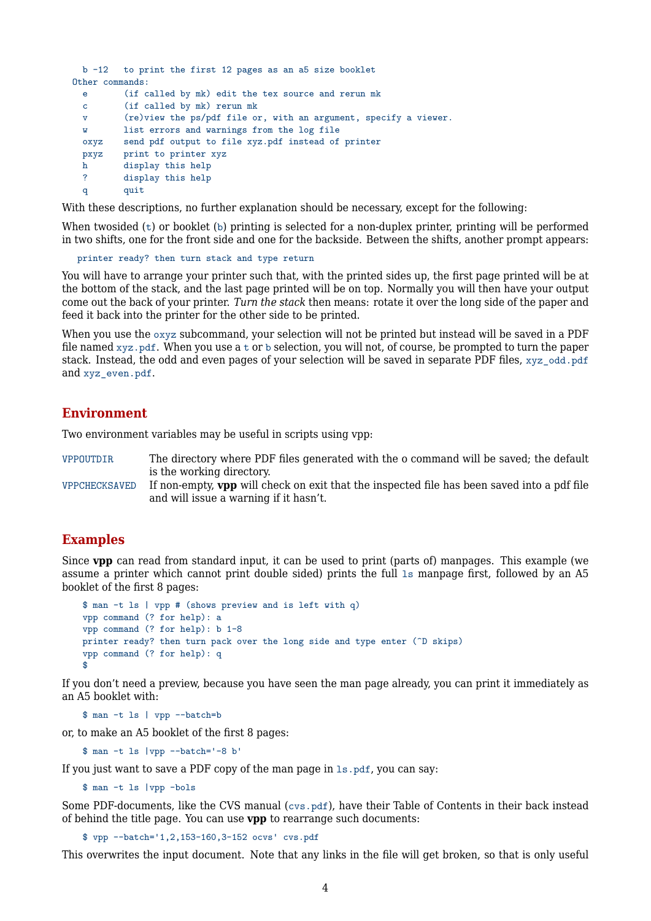```
  b -12   to print the first 12 pages as an a5 size booklet
Other commands:
  e       (if called by mk) edit the tex source and rerun mk
  c       (if called by mk) rerun mk
  v       (re)view the ps/pdf file or, with an argument, specify a viewer.
  w       list errors and warnings from the log file
  oxyz    send pdf output to file xyz.pdf instead of printer
  pxyz    print to printer xyz
  h       display this help
  ?       display this help
  q       quit
```

With these descriptions, no further explanation should be necessary, except for the following:

When twosided (`t`) or booklet (`b`) printing is selected for a non-duplex printer, printing will be performed in two shifts, one for the front side and one for the backside. Between the shifts, another prompt appears:

```
printer ready? then turn stack and type return
```

You will have to arrange your printer such that, with the printed sides up, the first page printed will be at the bottom of the stack, and the last page printed will be on top. Normally you will then have your output come out the back of your printer. *Turn the stack* then means: rotate it over the long side of the paper and feed it back into the printer for the other side to be printed.

When you use the `oxyz` subcommand, your selection will not be printed but instead will be saved in a PDF file named `xyz.pdf`. When you use a `t` or `b` selection, you will not, of course, be prompted to turn the paper stack. Instead, the odd and even pages of your selection will be saved in separate PDF files, `xyz_odd.pdf` and `xyz_even.pdf`.

## Environment

Two environment variables may be useful in scripts using vpp:

| | |
|---|---|
| `VPPOUTDIR` | The directory where PDF files generated with the o command will be saved; the default is the working directory. |
| `VPPCHECKSAVED` | If non-empty, **vpp** will check on exit that the inspected file has been saved into a pdf file and will issue a warning if it hasn't. |

## Examples

Since **vpp** can read from standard input, it can be used to print (parts of) manpages. This example (we assume a printer which cannot print double sided) prints the full `ls` manpage first, followed by an A5 booklet of the first 8 pages:

```
$ man -t ls | vpp # (shows preview and is left with q)
vpp command (? for help): a
vpp command (? for help): b 1-8
printer ready? then turn pack over the long side and type enter (^D skips)
vpp command (? for help): q
$
```

If you don't need a preview, because you have seen the man page already, you can print it immediately as an A5 booklet with:

```
$ man -t ls | vpp --batch=b
```

or, to make an A5 booklet of the first 8 pages:

```
$ man -t ls |vpp --batch='-8 b'
```

If you just want to save a PDF copy of the man page in `ls.pdf`, you can say:

```
$ man -t ls |vpp -bols
```

Some PDF-documents, like the CVS manual (`cvs.pdf`), have their Table of Contents in their back instead of behind the title page. You can use **vpp** to rearrange such documents:

```
$ vpp --batch='1,2,153-160,3-152 ocvs' cvs.pdf
```

This overwrites the input document. Note that any links in the file will get broken, so that is only useful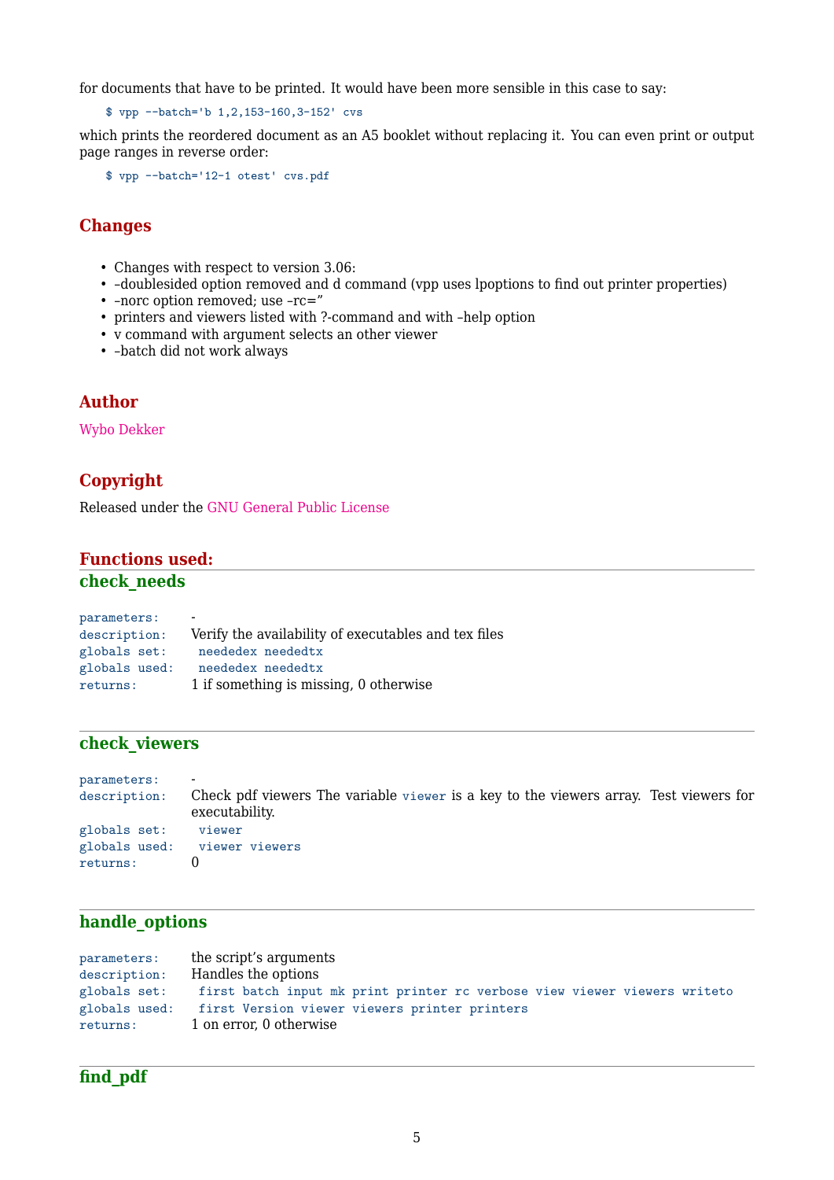for documents that have to be printed. It would have been more sensible in this case to say:

```
$ vpp --batch='b 1,2,153-160,3-152' cvs
```

which prints the reordered document as an A5 booklet without replacing it. You can even print or output page ranges in reverse order:

```
$ vpp --batch='12-1 otest' cvs.pdf
```

## Changes

- Changes with respect to version 3.06:
- –doublesided option removed and d command (vpp uses lpoptions to find out printer properties)
- –norc option removed; use –rc=”
- printers and viewers listed with ?-command and with –help option
- v command with argument selects an other viewer
- –batch did not work always

## Author

Wybo Dekker

## Copyright

Released under the GNU General Public License

## Functions used:

### check_needs

| | |
|---|---|
| `parameters:` | - |
| `description:` | Verify the availability of executables and tex files |
| `globals set:` | `neededex neededtx` |
| `globals used:` | `neededex neededtx` |
| `returns:` | 1 if something is missing, 0 otherwise |

### check_viewers

| | |
|---|---|
| `parameters:` | - |
| `description:` | Check pdf viewers The variable `viewer` is a key to the viewers array. Test viewers for executability. |
| `globals set:` | `viewer` |
| `globals used:` | `viewer viewers` |
| `returns:` | 0 |

### handle_options

| | |
|---|---|
| `parameters:` | the script’s arguments |
| `description:` | Handles the options |
| `globals set:` | `first batch input mk print printer rc verbose view viewer viewers writeto` |
| `globals used:` | `first Version viewer viewers printer printers` |
| `returns:` | 1 on error, 0 otherwise |

### find_pdf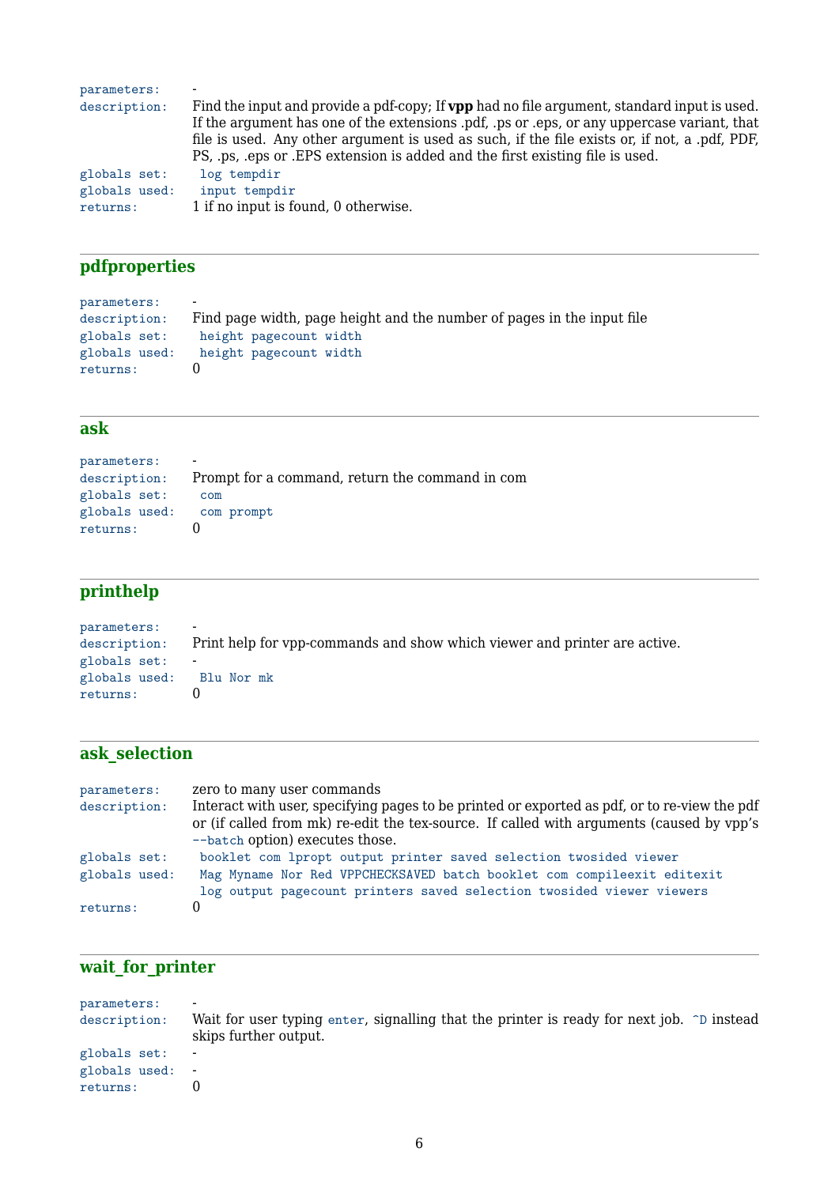parameters: -
description: Find the input and provide a pdf-copy; If **vpp** had no file argument, standard input is used. If the argument has one of the extensions .pdf, .ps or .eps, or any uppercase variant, that file is used. Any other argument is used as such, if the file exists or, if not, a .pdf, PDF, PS, .ps, .eps or .EPS extension is added and the first existing file is used.
globals set: `log tempdir`
globals used: `input tempdir`
returns: 1 if no input is found, 0 otherwise.

---

## pdfproperties

parameters: -
description: Find page width, page height and the number of pages in the input file
globals set: `height pagecount width`
globals used: `height pagecount width`
returns: 0

---

## ask

parameters: -
description: Prompt for a command, return the command in com
globals set: `com`
globals used: `com prompt`
returns: 0

---

## printhelp

parameters: -
description: Print help for vpp-commands and show which viewer and printer are active.
globals set: -
globals used: `Blu Nor mk`
returns: 0

---

## ask_selection

parameters: zero to many user commands
description: Interact with user, specifying pages to be printed or exported as pdf, or to re-view the pdf or (if called from mk) re-edit the tex-source. If called with arguments (caused by vpp's `--batch` option) executes those.
globals set: `booklet com lpropt output printer saved selection twosided viewer`
globals used: `Mag Myname Nor Red VPPCHECKSAVED batch booklet com compileexit editexit log output pagecount printers saved selection twosided viewer viewers`
returns: 0

---

## wait_for_printer

parameters: -
description: Wait for user typing `enter`, signalling that the printer is ready for next job. `^D` instead skips further output.
globals set: -
globals used: -
returns: 0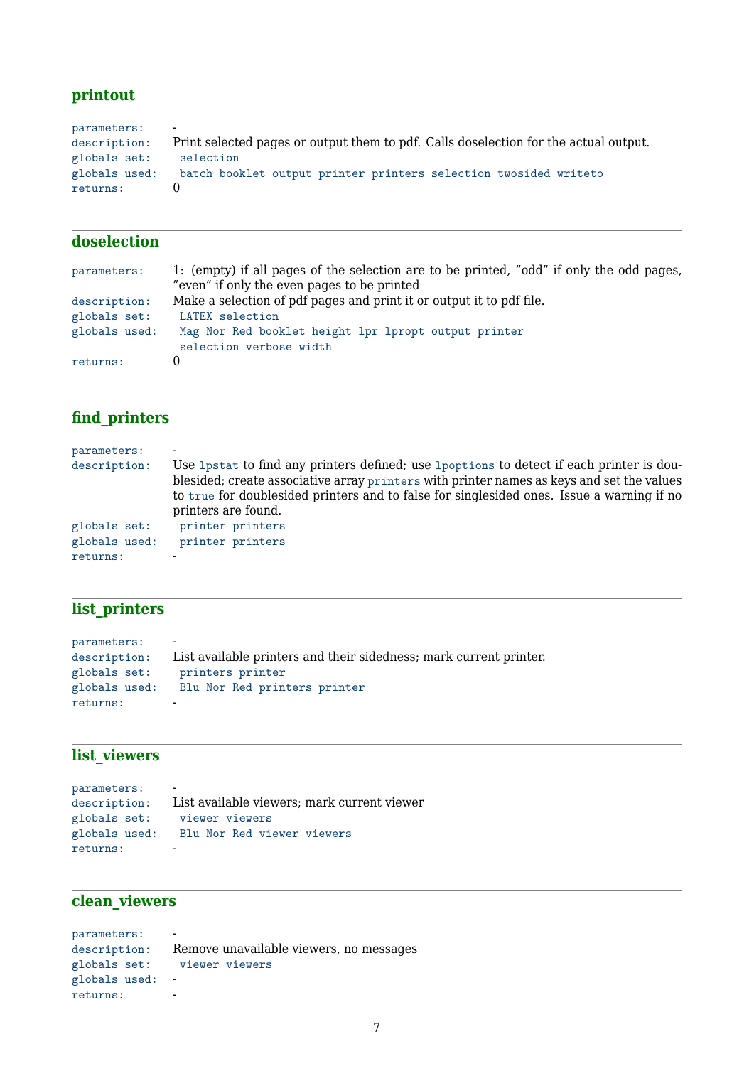## printout

| | |
|---|---|
| parameters: | - |
| description: | Print selected pages or output them to pdf. Calls doselection for the actual output. |
| globals set: | `selection` |
| globals used: | `batch booklet output printer printers selection twosided writeto` |
| returns: | 0 |

## doselection

| | |
|---|---|
| parameters: | 1: (empty) if all pages of the selection are to be printed, ”odd” if only the odd pages, ”even” if only the even pages to be printed |
| description: | Make a selection of pdf pages and print it or output it to pdf file. |
| globals set: | `LATEX selection` |
| globals used: | `Mag Nor Red booklet height lpr lpropt output printer selection verbose width` |
| returns: | 0 |

## find_printers

| | |
|---|---|
| parameters: | - |
| description: | Use `lpstat` to find any printers defined; use `lpoptions` to detect if each printer is doublesided; create associative array `printers` with printer names as keys and set the values to `true` for doublesided printers and to false for singlesided ones. Issue a warning if no printers are found. |
| globals set: | `printer printers` |
| globals used: | `printer printers` |
| returns: | - |

## list_printers

| | |
|---|---|
| parameters: | - |
| description: | List available printers and their sidedness; mark current printer. |
| globals set: | `printers printer` |
| globals used: | `Blu Nor Red printers printer` |
| returns: | - |

## list_viewers

| | |
|---|---|
| parameters: | - |
| description: | List available viewers; mark current viewer |
| globals set: | `viewer viewers` |
| globals used: | `Blu Nor Red viewer viewers` |
| returns: | - |

## clean_viewers

| | |
|---|---|
| parameters: | - |
| description: | Remove unavailable viewers, no messages |
| globals set: | `viewer viewers` |
| globals used: | - |
| returns: | - |